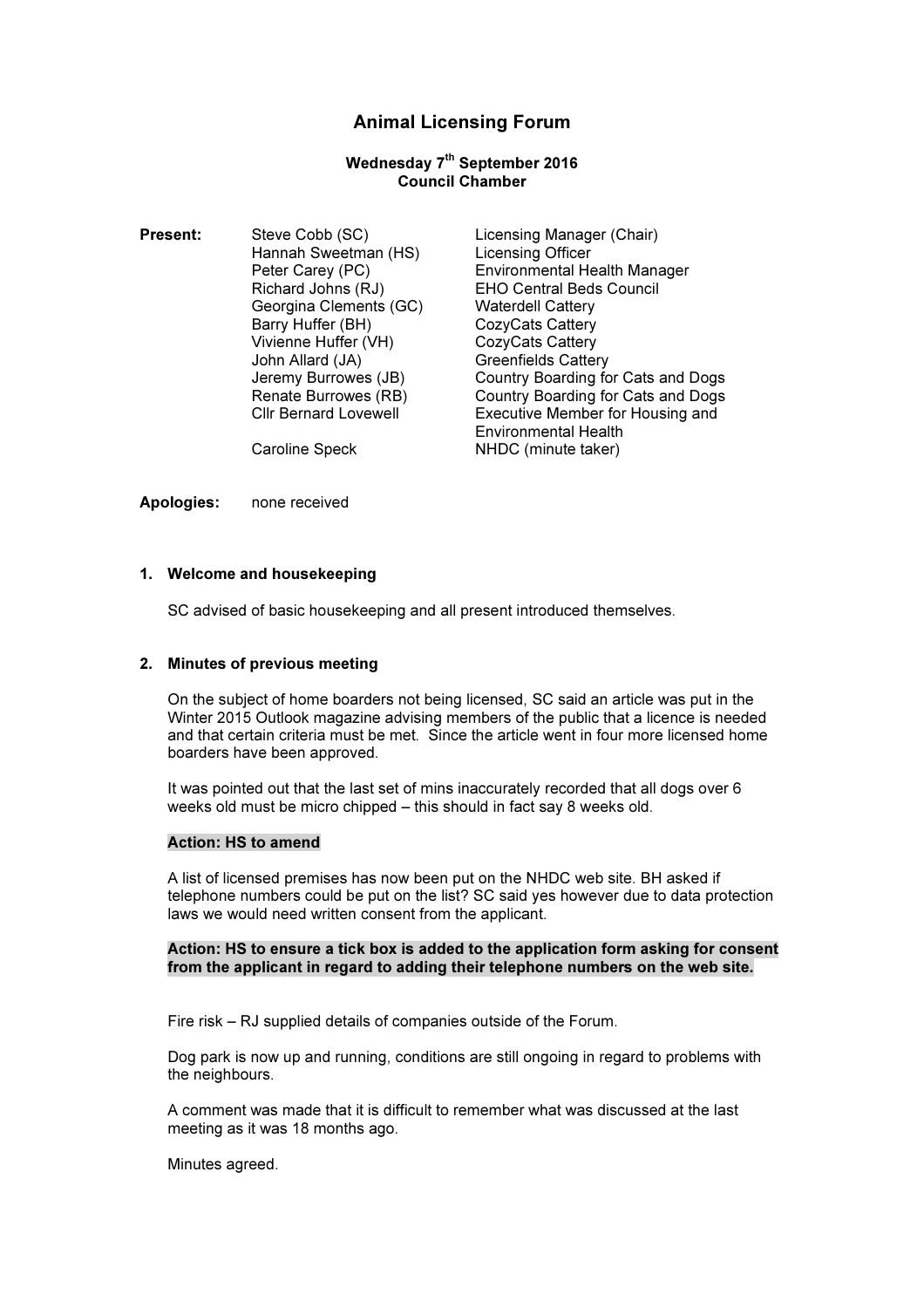# Animal Licensing Forum

**Wednesday 7th September 2016**
**Council Chamber**

**Present:**

| | |
|---|---|
| Steve Cobb (SC) | Licensing Manager (Chair) |
| Hannah Sweetman (HS) | Licensing Officer |
| Peter Carey (PC) | Environmental Health Manager |
| Richard Johns (RJ) | EHO Central Beds Council |
| Georgina Clements (GC) | Waterdell Cattery |
| Barry Huffer (BH) | CozyCats Cattery |
| Vivienne Huffer (VH) | CozyCats Cattery |
| John Allard (JA) | Greenfields Cattery |
| Jeremy Burrowes (JB) | Country Boarding for Cats and Dogs |
| Renate Burrowes (RB) | Country Boarding for Cats and Dogs |
| Cllr Bernard Lovewell | Executive Member for Housing and Environmental Health |
| Caroline Speck | NHDC (minute taker) |

**Apologies:** none received

## 1. Welcome and housekeeping

SC advised of basic housekeeping and all present introduced themselves.

## 2. Minutes of previous meeting

On the subject of home boarders not being licensed, SC said an article was put in the Winter 2015 Outlook magazine advising members of the public that a licence is needed and that certain criteria must be met. Since the article went in four more licensed home boarders have been approved.

It was pointed out that the last set of mins inaccurately recorded that all dogs over 6 weeks old must be micro chipped – this should in fact say 8 weeks old.

**Action: HS to amend**

A list of licensed premises has now been put on the NHDC web site. BH asked if telephone numbers could be put on the list? SC said yes however due to data protection laws we would need written consent from the applicant.

**Action: HS to ensure a tick box is added to the application form asking for consent from the applicant in regard to adding their telephone numbers on the web site.**

Fire risk – RJ supplied details of companies outside of the Forum.

Dog park is now up and running, conditions are still ongoing in regard to problems with the neighbours.

A comment was made that it is difficult to remember what was discussed at the last meeting as it was 18 months ago.

Minutes agreed.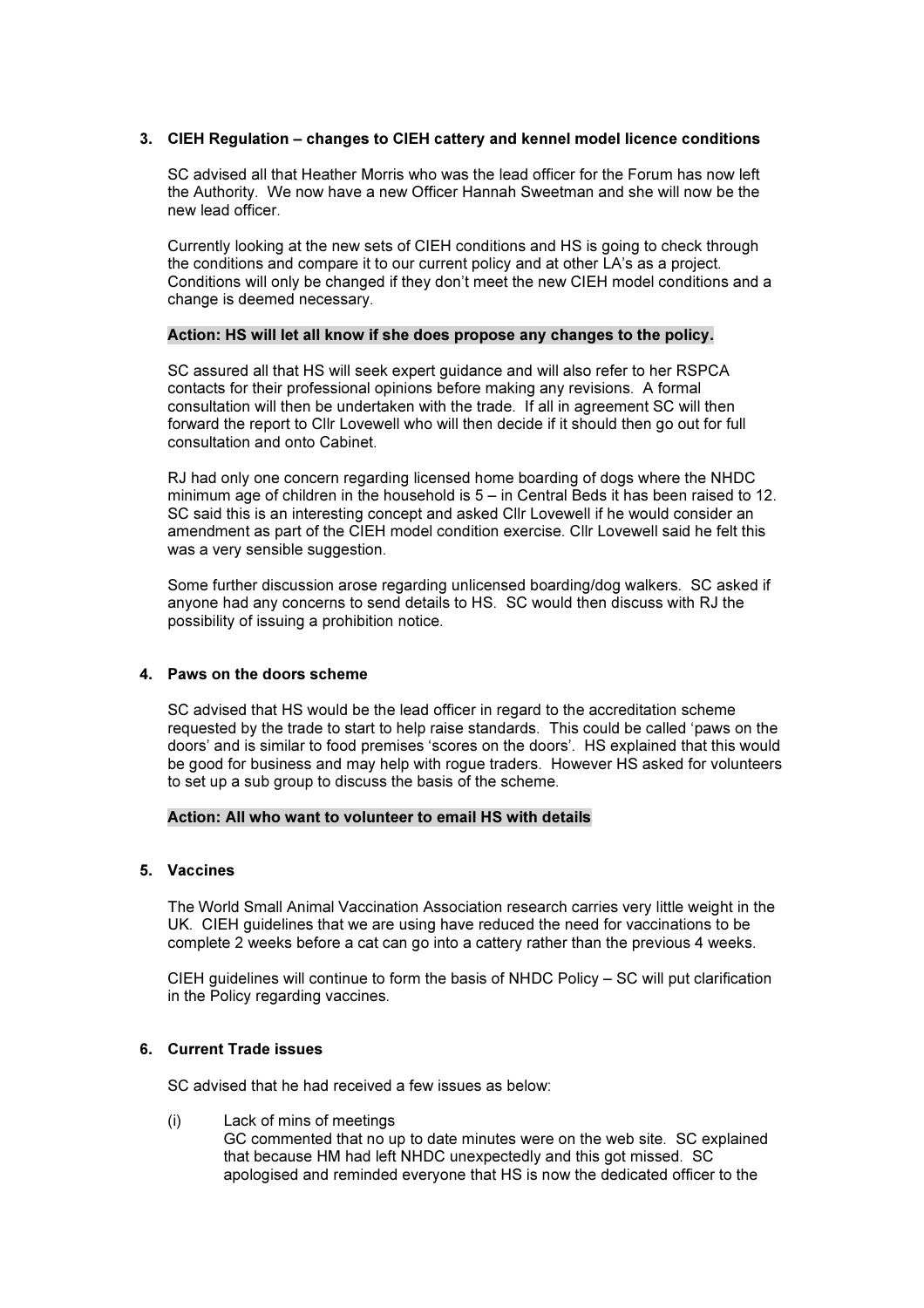### 3. CIEH Regulation – changes to CIEH cattery and kennel model licence conditions

SC advised all that Heather Morris who was the lead officer for the Forum has now left the Authority. We now have a new Officer Hannah Sweetman and she will now be the new lead officer.

Currently looking at the new sets of CIEH conditions and HS is going to check through the conditions and compare it to our current policy and at other LA's as a project. Conditions will only be changed if they don't meet the new CIEH model conditions and a change is deemed necessary.

**Action: HS will let all know if she does propose any changes to the policy.**

SC assured all that HS will seek expert guidance and will also refer to her RSPCA contacts for their professional opinions before making any revisions. A formal consultation will then be undertaken with the trade. If all in agreement SC will then forward the report to Cllr Lovewell who will then decide if it should then go out for full consultation and onto Cabinet.

RJ had only one concern regarding licensed home boarding of dogs where the NHDC minimum age of children in the household is 5 – in Central Beds it has been raised to 12. SC said this is an interesting concept and asked Cllr Lovewell if he would consider an amendment as part of the CIEH model condition exercise. Cllr Lovewell said he felt this was a very sensible suggestion.

Some further discussion arose regarding unlicensed boarding/dog walkers. SC asked if anyone had any concerns to send details to HS. SC would then discuss with RJ the possibility of issuing a prohibition notice.

### 4. Paws on the doors scheme

SC advised that HS would be the lead officer in regard to the accreditation scheme requested by the trade to start to help raise standards. This could be called 'paws on the doors' and is similar to food premises 'scores on the doors'. HS explained that this would be good for business and may help with rogue traders. However HS asked for volunteers to set up a sub group to discuss the basis of the scheme.

**Action: All who want to volunteer to email HS with details**

### 5. Vaccines

The World Small Animal Vaccination Association research carries very little weight in the UK. CIEH guidelines that we are using have reduced the need for vaccinations to be complete 2 weeks before a cat can go into a cattery rather than the previous 4 weeks.

CIEH guidelines will continue to form the basis of NHDC Policy – SC will put clarification in the Policy regarding vaccines.

### 6. Current Trade issues

SC advised that he had received a few issues as below:

(i) Lack of mins of meetings
GC commented that no up to date minutes were on the web site. SC explained that because HM had left NHDC unexpectedly and this got missed. SC apologised and reminded everyone that HS is now the dedicated officer to the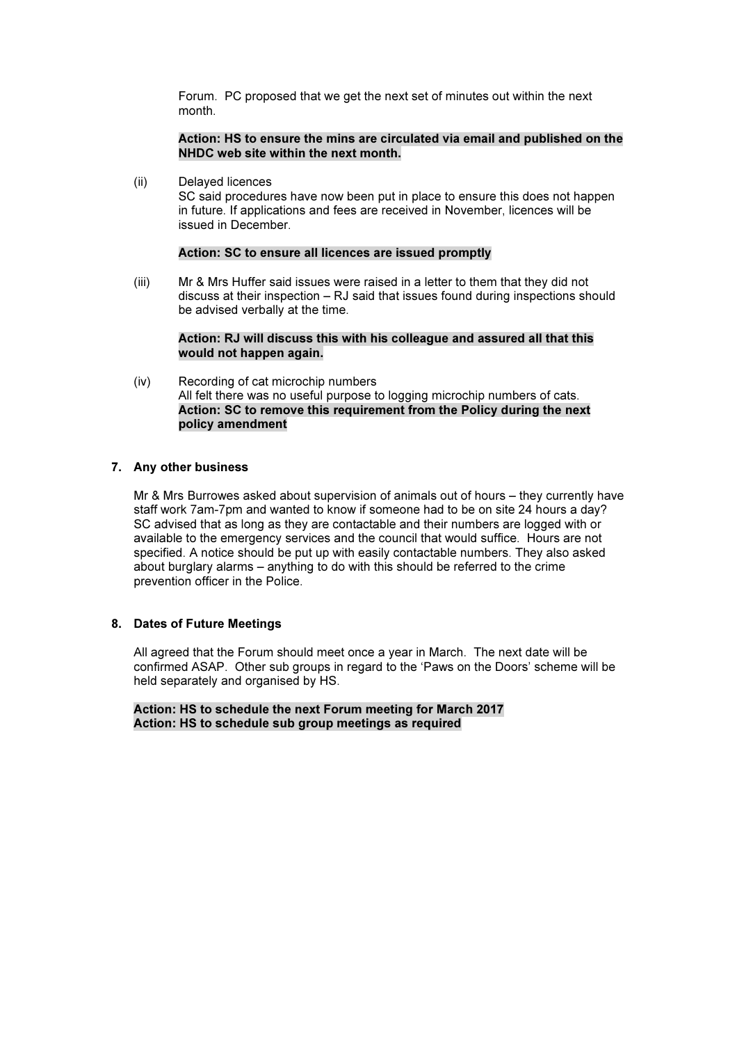Forum. PC proposed that we get the next set of minutes out within the next month.

**Action: HS to ensure the mins are circulated via email and published on the NHDC web site within the next month.**

(ii) Delayed licences
SC said procedures have now been put in place to ensure this does not happen in future. If applications and fees are received in November, licences will be issued in December.

**Action: SC to ensure all licences are issued promptly**

(iii) Mr & Mrs Huffer said issues were raised in a letter to them that they did not discuss at their inspection – RJ said that issues found during inspections should be advised verbally at the time.

**Action: RJ will discuss this with his colleague and assured all that this would not happen again.**

(iv) Recording of cat microchip numbers
All felt there was no useful purpose to logging microchip numbers of cats.
**Action: SC to remove this requirement from the Policy during the next policy amendment**

## 7. Any other business

Mr & Mrs Burrowes asked about supervision of animals out of hours – they currently have staff work 7am-7pm and wanted to know if someone had to be on site 24 hours a day? SC advised that as long as they are contactable and their numbers are logged with or available to the emergency services and the council that would suffice. Hours are not specified. A notice should be put up with easily contactable numbers. They also asked about burglary alarms – anything to do with this should be referred to the crime prevention officer in the Police.

## 8. Dates of Future Meetings

All agreed that the Forum should meet once a year in March. The next date will be confirmed ASAP. Other sub groups in regard to the 'Paws on the Doors' scheme will be held separately and organised by HS.

**Action: HS to schedule the next Forum meeting for March 2017**
**Action: HS to schedule sub group meetings as required**